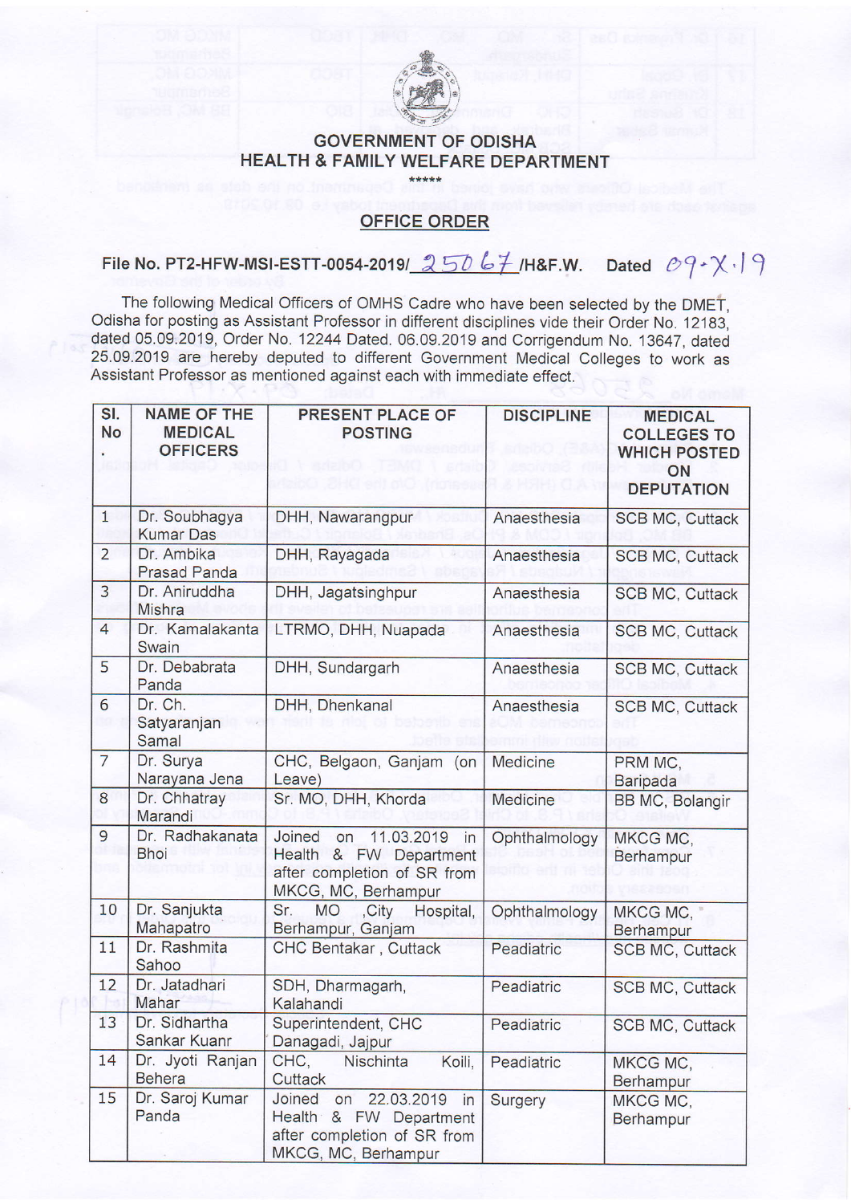# GOVERNMENT OF ODISHA
## HEALTH & FAMILY WELFARE DEPARTMENT

\*\*\*\*\*

### OFFICE ORDER

**File No. PT2-HFW-MSI-ESTT-0054-2019/ 25067 /H&F.W. Dated 09-X-19**

The following Medical Officers of OMHS Cadre who have been selected by the DMET, Odisha for posting as Assistant Professor in different disciplines vide their Order No. 12183, dated 05.09.2019, Order No. 12244 Dated. 06.09.2019 and Corrigendum No. 13647, dated 25.09.2019 are hereby deputed to different Government Medical Colleges to work as Assistant Professor as mentioned against each with immediate effect.

| Sl. No. | NAME OF THE MEDICAL OFFICERS | PRESENT PLACE OF POSTING | DISCIPLINE | MEDICAL COLLEGES TO WHICH POSTED ON DEPUTATION |
|---|---|---|---|---|
| 1 | Dr. Soubhagya Kumar Das | DHH, Nawarangpur | Anaesthesia | SCB MC, Cuttack |
| 2 | Dr. Ambika Prasad Panda | DHH, Rayagada | Anaesthesia | SCB MC, Cuttack |
| 3 | Dr. Aniruddha Mishra | DHH, Jagatsinghpur | Anaesthesia | SCB MC, Cuttack |
| 4 | Dr. Kamalakanta Swain | LTRMO, DHH, Nuapada | Anaesthesia | SCB MC, Cuttack |
| 5 | Dr. Debabrata Panda | DHH, Sundargarh | Anaesthesia | SCB MC, Cuttack |
| 6 | Dr. Ch. Satyaranjan Samal | DHH, Dhenkanal | Anaesthesia | SCB MC, Cuttack |
| 7 | Dr. Surya Narayana Jena | CHC, Belgaon, Ganjam (on Leave) | Medicine | PRM MC, Baripada |
| 8 | Dr. Chhatray Marandi | Sr. MO, DHH, Khorda | Medicine | BB MC, Bolangir |
| 9 | Dr. Radhakanata Bhoi | Joined on 11.03.2019 in Health & FW Department after completion of SR from MKCG, MC, Berhampur | Ophthalmology | MKCG MC, Berhampur |
| 10 | Dr. Sanjukta Mahapatro | Sr. MO ,City Hospital, Berhampur, Ganjam | Ophthalmology | MKCG MC, Berhampur |
| 11 | Dr. Rashmita Sahoo | CHC Bentakar , Cuttack | Peadiatric | SCB MC, Cuttack |
| 12 | Dr. Jatadhari Mahar | SDH, Dharmagarh, Kalahandi | Peadiatric | SCB MC, Cuttack |
| 13 | Dr. Sidhartha Sankar Kuanr | Superintendent, CHC Danagadi, Jajpur | Peadiatric | SCB MC, Cuttack |
| 14 | Dr. Jyoti Ranjan Behera | CHC, Nischinta Koili, Cuttack | Peadiatric | MKCG MC, Berhampur |
| 15 | Dr. Saroj Kumar Panda | Joined on 22.03.2019 in Health & FW Department after completion of SR from MKCG, MC, Berhampur | Surgery | MKCG MC, Berhampur |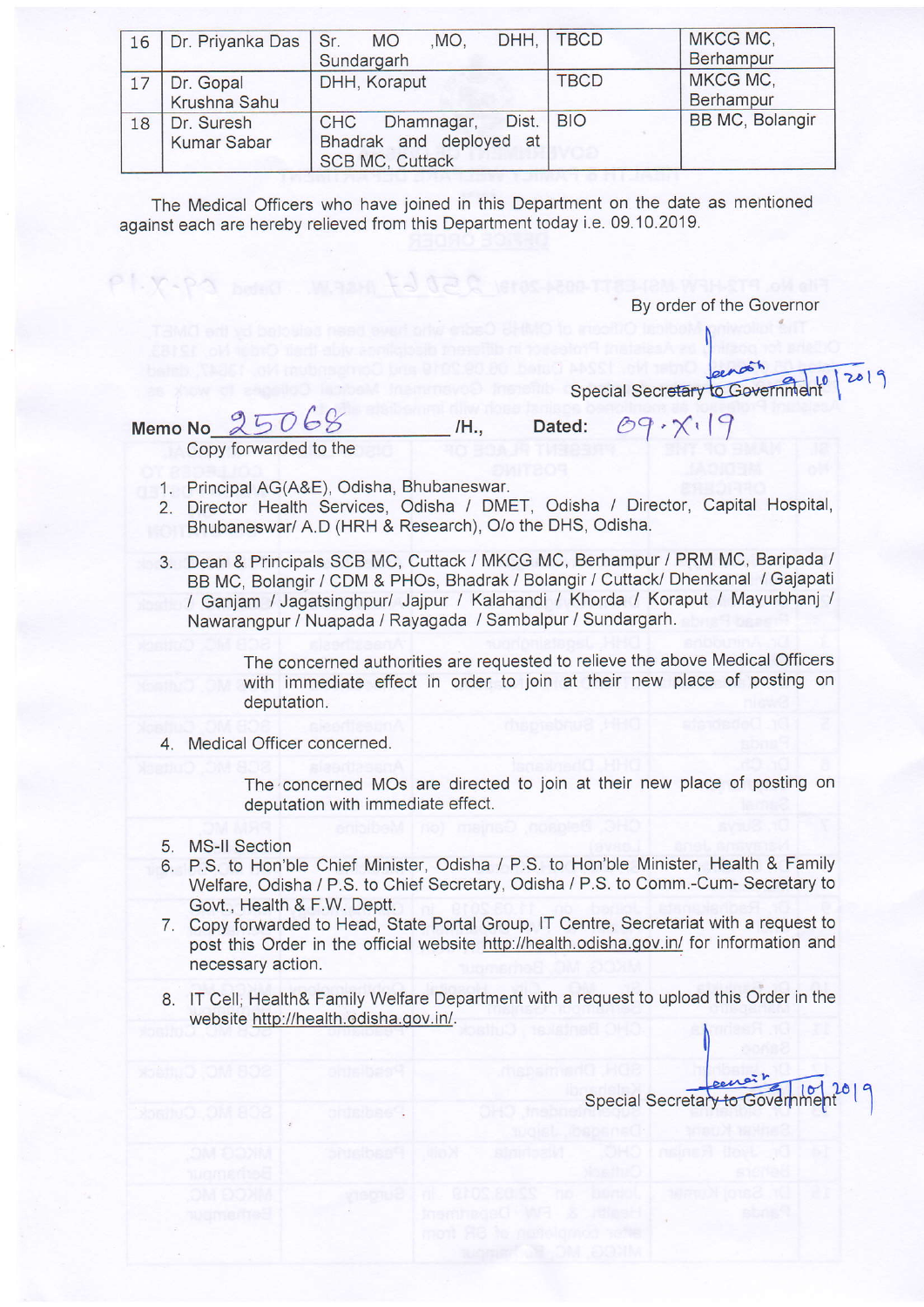| | | | | |
|---|---|---|---|---|
| 16 | Dr. Priyanka Das | Sr. MO ,MO, DHH, Sundargarh | TBCD | MKCG MC, Berhampur |
| 17 | Dr. Gopal Krushna Sahu | DHH, Koraput | TBCD | MKCG MC, Berhampur |
| 18 | Dr. Suresh Kumar Sabar | CHC Dhamnagar, Dist. Bhadrak and deployed at SCB MC, Cuttack | BIO | BB MC, Bolangir |

The Medical Officers who have joined in this Department on the date as mentioned against each are hereby relieved from this Department today i.e. 09.10.2019.

By order of the Governor

Special Secretary to Government 9/10/2019

**Memo No** 25068 /H., **Dated:** 09.X.19

Copy forwarded to the

1. Principal AG(A&E), Odisha, Bhubaneswar.
2. Director Health Services, Odisha / DMET, Odisha / Director, Capital Hospital, Bhubaneswar/ A.D (HRH & Research), O/o the DHS, Odisha.
3. Dean & Principals SCB MC, Cuttack / MKCG MC, Berhampur / PRM MC, Baripada / BB MC, Bolangir / CDM & PHOs, Bhadrak / Bolangir / Cuttack/ Dhenkanal / Gajapati / Ganjam / Jagatsinghpur/ Jajpur / Kalahandi / Khorda / Koraput / Mayurbhanj / Nawarangpur / Nuapada / Rayagada / Sambalpur / Sundargarh.

   The concerned authorities are requested to relieve the above Medical Officers with immediate effect in order to join at their new place of posting on deputation.

4. Medical Officer concerned.

   The concerned MOs are directed to join at their new place of posting on deputation with immediate effect.

5. MS-II Section
6. P.S. to Hon'ble Chief Minister, Odisha / P.S. to Hon'ble Minister, Health & Family Welfare, Odisha / P.S. to Chief Secretary, Odisha / P.S. to Comm.-Cum- Secretary to Govt., Health & F.W. Deptt.
7. Copy forwarded to Head, State Portal Group, IT Centre, Secretariat with a request to post this Order in the official website http://health.odisha.gov.in/ for information and necessary action.
8. IT Cell, Health& Family Welfare Department with a request to upload this Order in the website http://health.odisha.gov.in/.

Special Secretary to Government 9/10/2019